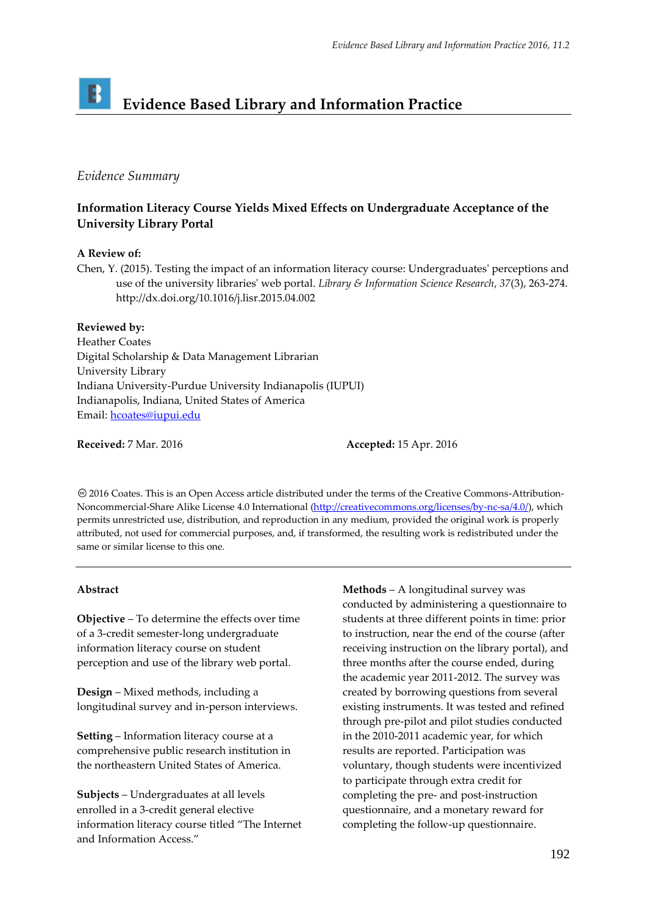# Evidence Based Library and Information Practice

*Evidence Summary*

## Information Literacy Course Yields Mixed Effects on Undergraduate Acceptance of the University Library Portal

**A Review of:**

Chen, Y. (2015). Testing the impact of an information literacy course: Undergraduates' perceptions and use of the university libraries' web portal. *Library & Information Science Research*, *37*(3), 263-274. http://dx.doi.org/10.1016/j.lisr.2015.04.002

**Reviewed by:**

Heather Coates
Digital Scholarship & Data Management Librarian
University Library
Indiana University-Purdue University Indianapolis (IUPUI)
Indianapolis, Indiana, United States of America
Email: hcoates@iupui.edu

**Received:** 7 Mar. 2016 **Accepted:** 15 Apr. 2016

© 2016 Coates. This is an Open Access article distributed under the terms of the Creative Commons-Attribution-Noncommercial-Share Alike License 4.0 International (http://creativecommons.org/licenses/by-nc-sa/4.0/), which permits unrestricted use, distribution, and reproduction in any medium, provided the original work is properly attributed, not used for commercial purposes, and, if transformed, the resulting work is redistributed under the same or similar license to this one.

---

**Abstract**

**Objective** – To determine the effects over time of a 3-credit semester-long undergraduate information literacy course on student perception and use of the library web portal.

**Design** – Mixed methods, including a longitudinal survey and in-person interviews.

**Setting** – Information literacy course at a comprehensive public research institution in the northeastern United States of America.

**Subjects** – Undergraduates at all levels enrolled in a 3-credit general elective information literacy course titled "The Internet and Information Access."

**Methods** – A longitudinal survey was conducted by administering a questionnaire to students at three different points in time: prior to instruction, near the end of the course (after receiving instruction on the library portal), and three months after the course ended, during the academic year 2011-2012. The survey was created by borrowing questions from several existing instruments. It was tested and refined through pre-pilot and pilot studies conducted in the 2010-2011 academic year, for which results are reported. Participation was voluntary, though students were incentivized to participate through extra credit for completing the pre- and post-instruction questionnaire, and a monetary reward for completing the follow-up questionnaire.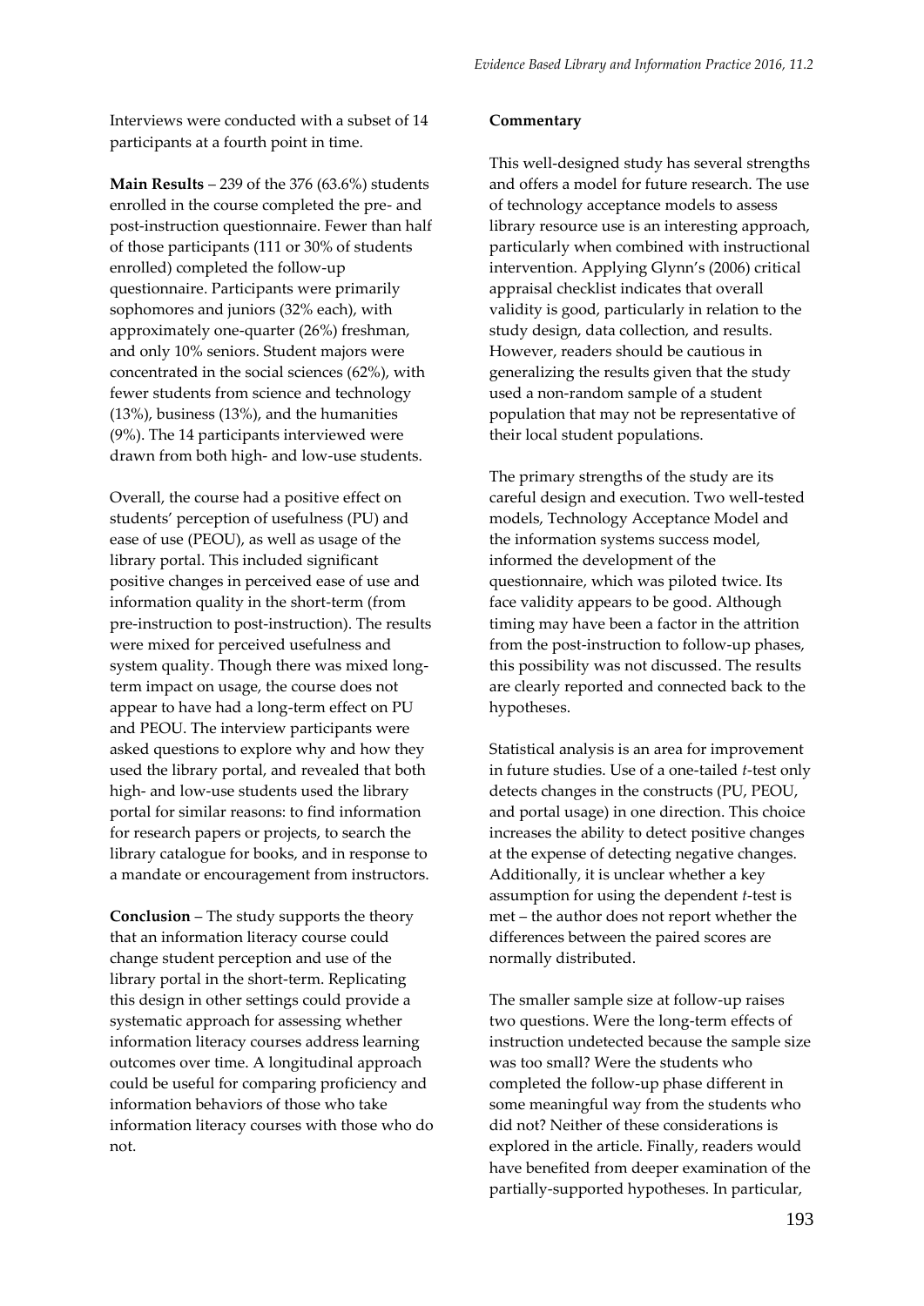Interviews were conducted with a subset of 14 participants at a fourth point in time.

**Main Results** – 239 of the 376 (63.6%) students enrolled in the course completed the pre- and post-instruction questionnaire. Fewer than half of those participants (111 or 30% of students enrolled) completed the follow-up questionnaire. Participants were primarily sophomores and juniors (32% each), with approximately one-quarter (26%) freshman, and only 10% seniors. Student majors were concentrated in the social sciences (62%), with fewer students from science and technology (13%), business (13%), and the humanities (9%). The 14 participants interviewed were drawn from both high- and low-use students.

Overall, the course had a positive effect on students' perception of usefulness (PU) and ease of use (PEOU), as well as usage of the library portal. This included significant positive changes in perceived ease of use and information quality in the short-term (from pre-instruction to post-instruction). The results were mixed for perceived usefulness and system quality. Though there was mixed long-term impact on usage, the course does not appear to have had a long-term effect on PU and PEOU. The interview participants were asked questions to explore why and how they used the library portal, and revealed that both high- and low-use students used the library portal for similar reasons: to find information for research papers or projects, to search the library catalogue for books, and in response to a mandate or encouragement from instructors.

**Conclusion** – The study supports the theory that an information literacy course could change student perception and use of the library portal in the short-term. Replicating this design in other settings could provide a systematic approach for assessing whether information literacy courses address learning outcomes over time. A longitudinal approach could be useful for comparing proficiency and information behaviors of those who take information literacy courses with those who do not.

**Commentary**

This well-designed study has several strengths and offers a model for future research. The use of technology acceptance models to assess library resource use is an interesting approach, particularly when combined with instructional intervention. Applying Glynn's (2006) critical appraisal checklist indicates that overall validity is good, particularly in relation to the study design, data collection, and results. However, readers should be cautious in generalizing the results given that the study used a non-random sample of a student population that may not be representative of their local student populations.

The primary strengths of the study are its careful design and execution. Two well-tested models, Technology Acceptance Model and the information systems success model, informed the development of the questionnaire, which was piloted twice. Its face validity appears to be good. Although timing may have been a factor in the attrition from the post-instruction to follow-up phases, this possibility was not discussed. The results are clearly reported and connected back to the hypotheses.

Statistical analysis is an area for improvement in future studies. Use of a one-tailed *t*-test only detects changes in the constructs (PU, PEOU, and portal usage) in one direction. This choice increases the ability to detect positive changes at the expense of detecting negative changes. Additionally, it is unclear whether a key assumption for using the dependent *t*-test is met – the author does not report whether the differences between the paired scores are normally distributed.

The smaller sample size at follow-up raises two questions. Were the long-term effects of instruction undetected because the sample size was too small? Were the students who completed the follow-up phase different in some meaningful way from the students who did not? Neither of these considerations is explored in the article. Finally, readers would have benefited from deeper examination of the partially-supported hypotheses. In particular,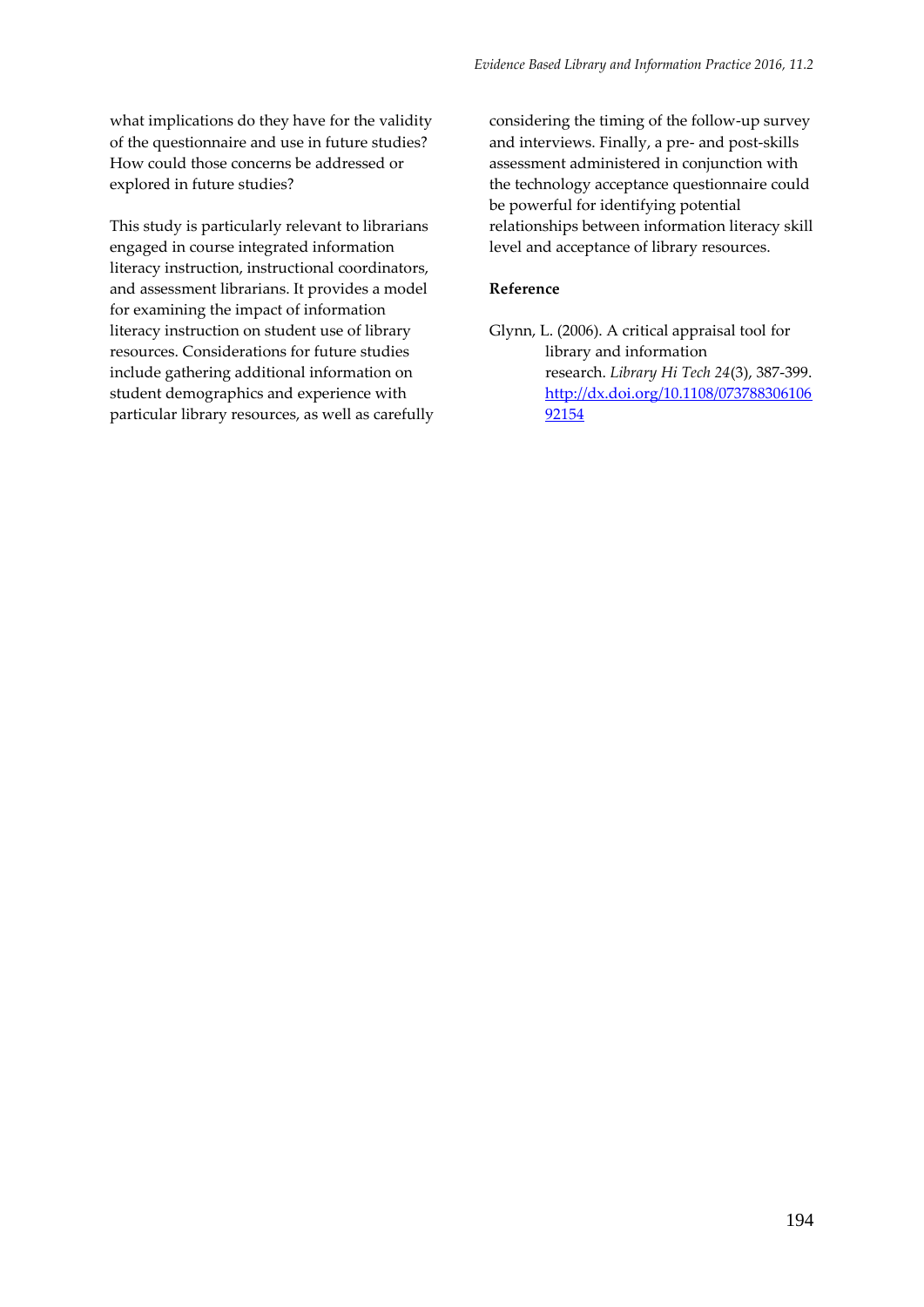what implications do they have for the validity of the questionnaire and use in future studies? How could those concerns be addressed or explored in future studies?

This study is particularly relevant to librarians engaged in course integrated information literacy instruction, instructional coordinators, and assessment librarians. It provides a model for examining the impact of information literacy instruction on student use of library resources. Considerations for future studies include gathering additional information on student demographics and experience with particular library resources, as well as carefully considering the timing of the follow-up survey and interviews. Finally, a pre- and post-skills assessment administered in conjunction with the technology acceptance questionnaire could be powerful for identifying potential relationships between information literacy skill level and acceptance of library resources.

**Reference**

Glynn, L. (2006). A critical appraisal tool for library and information research. *Library Hi Tech 24*(3), 387-399. http://dx.doi.org/10.1108/07378830610692154